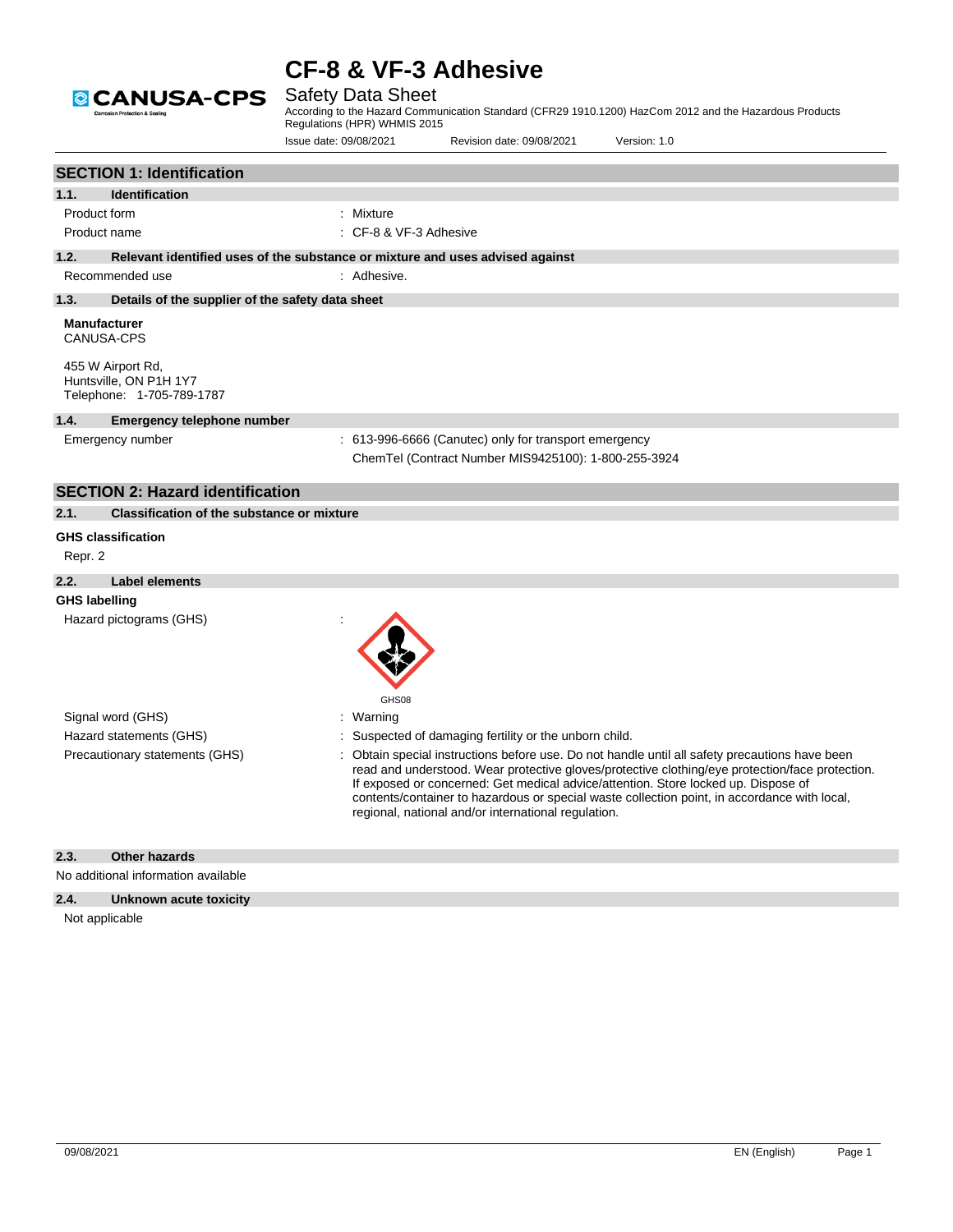# CF-8 & VF-3 Adhesive

Safety Data Sheet

According to the Hazard Communication Standard (CFR29 1910.1200) HazCom 2012 and the Hazardous Products Regulations (HPR) WHMIS 2015

Issue date: 09/08/2021 Revision date: 09/08/2021 Version: 1.0

## SECTION 1: Identification

### 1.1. Identification

Product form : Mixture

Product name : CF-8 & VF-3 Adhesive

### 1.2. Relevant identified uses of the substance or mixture and uses advised against

Recommended use : Adhesive.

### 1.3. Details of the supplier of the safety data sheet

**Manufacturer**
CANUSA-CPS

455 W Airport Rd,
Huntsville, ON P1H 1Y7
Telephone: 1-705-789-1787

### 1.4. Emergency telephone number

Emergency number : 613-996-6666 (Canutec) only for transport emergency
ChemTel (Contract Number MIS9425100): 1-800-255-3924

## SECTION 2: Hazard identification

### 2.1. Classification of the substance or mixture

**GHS classification**

Repr. 2

### 2.2. Label elements

**GHS labelling**

Hazard pictograms (GHS) :

GHS08

Signal word (GHS) : Warning

Hazard statements (GHS) : Suspected of damaging fertility or the unborn child.

Precautionary statements (GHS) : Obtain special instructions before use. Do not handle until all safety precautions have been read and understood. Wear protective gloves/protective clothing/eye protection/face protection. If exposed or concerned: Get medical advice/attention. Store locked up. Dispose of contents/container to hazardous or special waste collection point, in accordance with local, regional, national and/or international regulation.

### 2.3. Other hazards

No additional information available

### 2.4. Unknown acute toxicity

Not applicable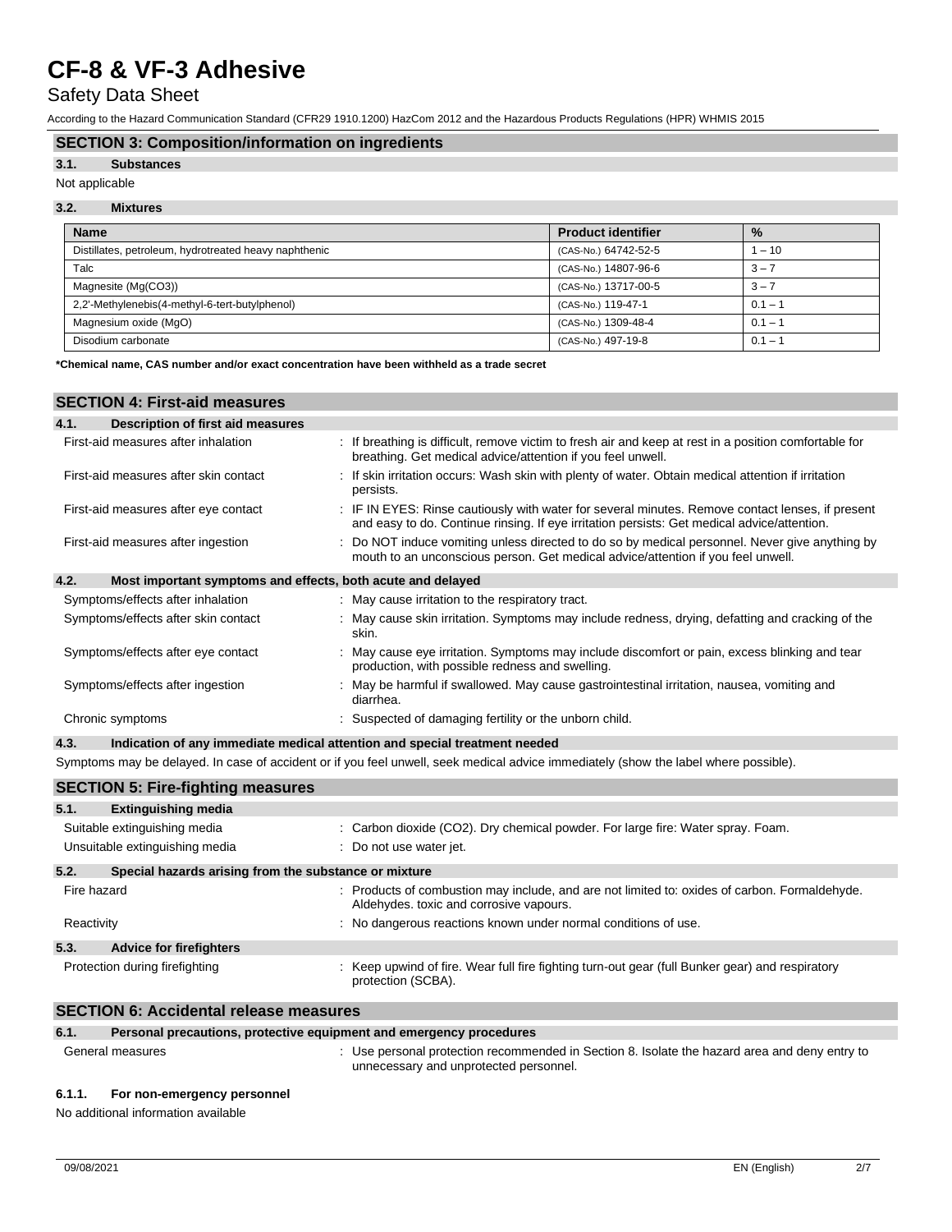## SECTION 3: Composition/information on ingredients

### 3.1. Substances

Not applicable

### 3.2. Mixtures

| Name | Product identifier | % |
|---|---|---|
| Distillates, petroleum, hydrotreated heavy naphthenic | (CAS-No.) 64742-52-5 | 1 – 10 |
| Talc | (CAS-No.) 14807-96-6 | 3 – 7 |
| Magnesite (Mg(CO3)) | (CAS-No.) 13717-00-5 | 3 – 7 |
| 2,2'-Methylenebis(4-methyl-6-tert-butylphenol) | (CAS-No.) 119-47-1 | 0.1 – 1 |
| Magnesium oxide (MgO) | (CAS-No.) 1309-48-4 | 0.1 – 1 |
| Disodium carbonate | (CAS-No.) 497-19-8 | 0.1 – 1 |

**\*Chemical name, CAS number and/or exact concentration have been withheld as a trade secret**

## SECTION 4: First-aid measures

### 4.1. Description of first aid measures

First-aid measures after inhalation : If breathing is difficult, remove victim to fresh air and keep at rest in a position comfortable for breathing. Get medical advice/attention if you feel unwell.

First-aid measures after skin contact : If skin irritation occurs: Wash skin with plenty of water. Obtain medical attention if irritation persists.

First-aid measures after eye contact : IF IN EYES: Rinse cautiously with water for several minutes. Remove contact lenses, if present and easy to do. Continue rinsing. If eye irritation persists: Get medical advice/attention.

First-aid measures after ingestion : Do NOT induce vomiting unless directed to do so by medical personnel. Never give anything by mouth to an unconscious person. Get medical advice/attention if you feel unwell.

### 4.2. Most important symptoms and effects, both acute and delayed

Symptoms/effects after inhalation : May cause irritation to the respiratory tract.

Symptoms/effects after skin contact : May cause skin irritation. Symptoms may include redness, drying, defatting and cracking of the skin.

Symptoms/effects after eye contact : May cause eye irritation. Symptoms may include discomfort or pain, excess blinking and tear production, with possible redness and swelling.

Symptoms/effects after ingestion : May be harmful if swallowed. May cause gastrointestinal irritation, nausea, vomiting and diarrhea.

Chronic symptoms : Suspected of damaging fertility or the unborn child.

### 4.3. Indication of any immediate medical attention and special treatment needed

Symptoms may be delayed. In case of accident or if you feel unwell, seek medical advice immediately (show the label where possible).

## SECTION 5: Fire-fighting measures

### 5.1. Extinguishing media

Suitable extinguishing media : Carbon dioxide ($CO_2$). Dry chemical powder. For large fire: Water spray. Foam.

Unsuitable extinguishing media : Do not use water jet.

### 5.2. Special hazards arising from the substance or mixture

Fire hazard : Products of combustion may include, and are not limited to: oxides of carbon. Formaldehyde. Aldehydes. toxic and corrosive vapours.

Reactivity : No dangerous reactions known under normal conditions of use.

### 5.3. Advice for firefighters

Protection during firefighting : Keep upwind of fire. Wear full fire fighting turn-out gear (full Bunker gear) and respiratory protection (SCBA).

## SECTION 6: Accidental release measures

### 6.1. Personal precautions, protective equipment and emergency procedures

General measures : Use personal protection recommended in Section 8. Isolate the hazard area and deny entry to unnecessary and unprotected personnel.

#### 6.1.1. For non-emergency personnel

No additional information available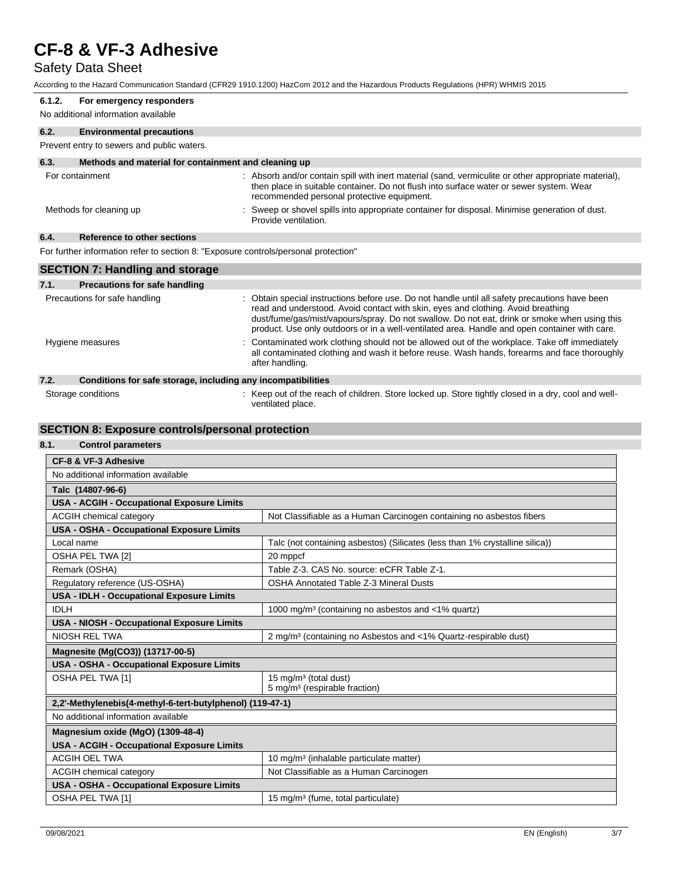#### 6.1.2. For emergency responders

No additional information available

### 6.2. Environmental precautions

Prevent entry to sewers and public waters.

### 6.3. Methods and material for containment and cleaning up

For containment : Absorb and/or contain spill with inert material (sand, vermiculite or other appropriate material), then place in suitable container. Do not flush into surface water or sewer system. Wear recommended personal protective equipment.

Methods for cleaning up : Sweep or shovel spills into appropriate container for disposal. Minimise generation of dust. Provide ventilation.

### 6.4. Reference to other sections

For further information refer to section 8: "Exposure controls/personal protection"

## SECTION 7: Handling and storage

### 7.1. Precautions for safe handling

Precautions for safe handling : Obtain special instructions before use. Do not handle until all safety precautions have been read and understood. Avoid contact with skin, eyes and clothing. Avoid breathing dust/fume/gas/mist/vapours/spray. Do not swallow. Do not eat, drink or smoke when using this product. Use only outdoors or in a well-ventilated area. Handle and open container with care.

Hygiene measures : Contaminated work clothing should not be allowed out of the workplace. Take off immediately all contaminated clothing and wash it before reuse. Wash hands, forearms and face thoroughly after handling.

### 7.2. Conditions for safe storage, including any incompatibilities

Storage conditions : Keep out of the reach of children. Store locked up. Store tightly closed in a dry, cool and well-ventilated place.

## SECTION 8: Exposure controls/personal protection

### 8.1. Control parameters

| **CF-8 & VF-3 Adhesive** | |
|---|---|
| No additional information available | |

| **Talc (14807-96-6)** | |
|---|---|
| **USA - ACGIH - Occupational Exposure Limits** | |
| ACGIH chemical category | Not Classifiable as a Human Carcinogen containing no asbestos fibers |
| **USA - OSHA - Occupational Exposure Limits** | |
| Local name | Talc (not containing asbestos) (Silicates (less than 1% crystalline silica)) |
| OSHA PEL TWA [2] | 20 mppcf |
| Remark (OSHA) | Table Z-3. CAS No. source: eCFR Table Z-1. |
| Regulatory reference (US-OSHA) | OSHA Annotated Table Z-3 Mineral Dusts |
| **USA - IDLH - Occupational Exposure Limits** | |
| IDLH | 1000 mg/m³ (containing no asbestos and <1% quartz) |
| **USA - NIOSH - Occupational Exposure Limits** | |
| NIOSH REL TWA | 2 mg/m³ (containing no Asbestos and <1% Quartz-respirable dust) |

| **Magnesite (Mg(CO3)) (13717-00-5)** | |
|---|---|
| **USA - OSHA - Occupational Exposure Limits** | |
| OSHA PEL TWA [1] | 15 mg/m³ (total dust)<br>5 mg/m³ (respirable fraction) |

| **2,2'-Methylenebis(4-methyl-6-tert-butylphenol) (119-47-1)** | |
|---|---|
| No additional information available | |

| **Magnesium oxide (MgO) (1309-48-4)** | |
|---|---|
| **USA - ACGIH - Occupational Exposure Limits** | |
| ACGIH OEL TWA | 10 mg/m³ (inhalable particulate matter) |
| ACGIH chemical category | Not Classifiable as a Human Carcinogen |
| **USA - OSHA - Occupational Exposure Limits** | |
| OSHA PEL TWA [1] | 15 mg/m³ (fume, total particulate) |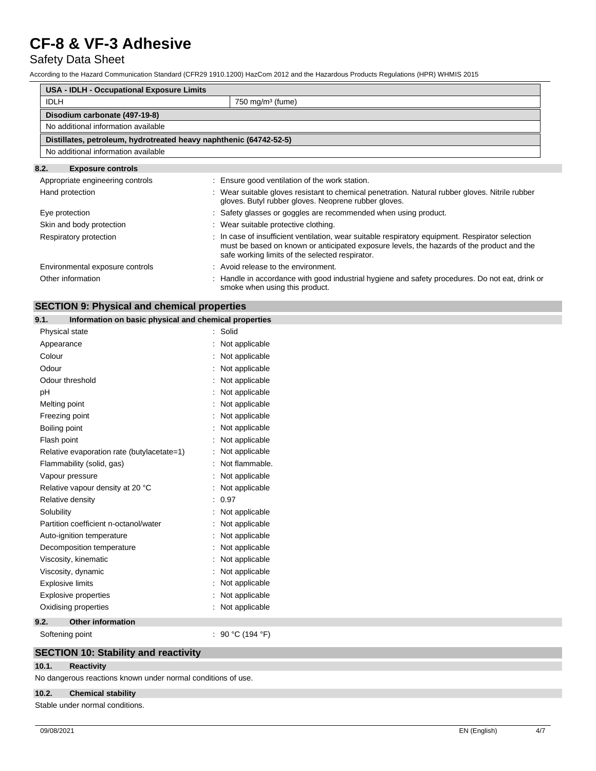| USA - IDLH - Occupational Exposure Limits | |
|---|---|
| IDLH | 750 mg/m³ (fume) |

| Disodium carbonate (497-19-8) |
|---|
| No additional information available |

| Distillates, petroleum, hydrotreated heavy naphthenic (64742-52-5) |
|---|
| No additional information available |

### 8.2. Exposure controls

Appropriate engineering controls : Ensure good ventilation of the work station.

Hand protection : Wear suitable gloves resistant to chemical penetration. Natural rubber gloves. Nitrile rubber gloves. Butyl rubber gloves. Neoprene rubber gloves.

Eye protection : Safety glasses or goggles are recommended when using product.

Skin and body protection : Wear suitable protective clothing.

Respiratory protection : In case of insufficient ventilation, wear suitable respiratory equipment. Respirator selection must be based on known or anticipated exposure levels, the hazards of the product and the safe working limits of the selected respirator.

Environmental exposure controls : Avoid release to the environment.

Other information : Handle in accordance with good industrial hygiene and safety procedures. Do not eat, drink or smoke when using this product.

## SECTION 9: Physical and chemical properties

### 9.1. Information on basic physical and chemical properties

| | |
|---|---|
| Physical state | : Solid |
| Appearance | : Not applicable |
| Colour | : Not applicable |
| Odour | : Not applicable |
| Odour threshold | : Not applicable |
| pH | : Not applicable |
| Melting point | : Not applicable |
| Freezing point | : Not applicable |
| Boiling point | : Not applicable |
| Flash point | : Not applicable |
| Relative evaporation rate (butylacetate=1) | : Not applicable |
| Flammability (solid, gas) | : Not flammable. |
| Vapour pressure | : Not applicable |
| Relative vapour density at 20 °C | : Not applicable |
| Relative density | : 0.97 |
| Solubility | : Not applicable |
| Partition coefficient n-octanol/water | : Not applicable |
| Auto-ignition temperature | : Not applicable |
| Decomposition temperature | : Not applicable |
| Viscosity, kinematic | : Not applicable |
| Viscosity, dynamic | : Not applicable |
| Explosive limits | : Not applicable |
| Explosive properties | : Not applicable |
| Oxidising properties | : Not applicable |

### 9.2. Other information

Softening point : 90 °C (194 °F)

## SECTION 10: Stability and reactivity

### 10.1. Reactivity

No dangerous reactions known under normal conditions of use.

### 10.2. Chemical stability

Stable under normal conditions.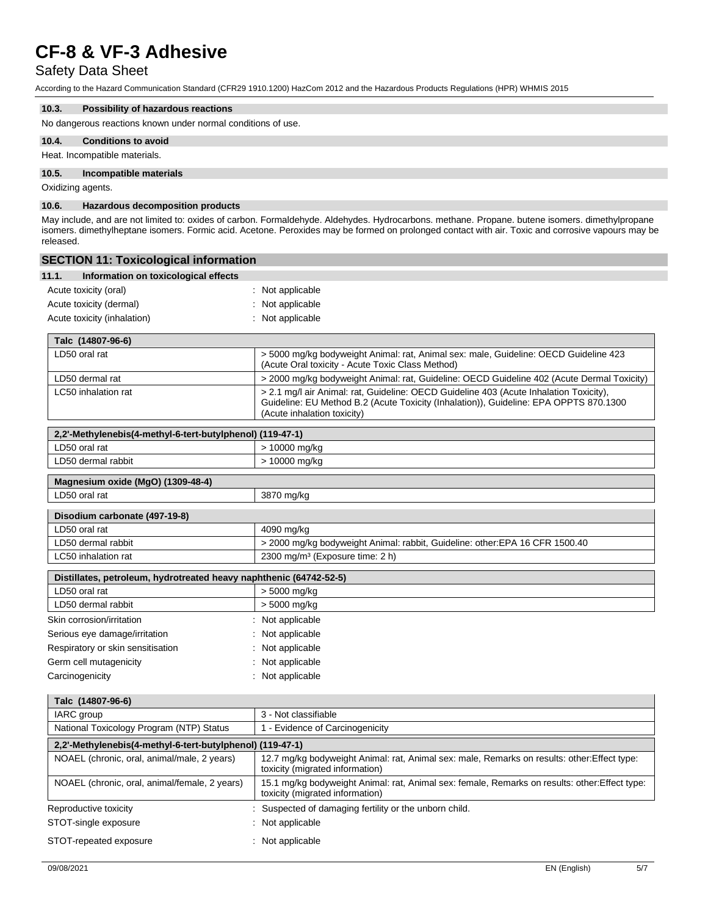### 10.3. Possibility of hazardous reactions

No dangerous reactions known under normal conditions of use.

### 10.4. Conditions to avoid

Heat. Incompatible materials.

### 10.5. Incompatible materials

Oxidizing agents.

### 10.6. Hazardous decomposition products

May include, and are not limited to: oxides of carbon. Formaldehyde. Aldehydes. Hydrocarbons. methane. Propane. butene isomers. dimethylpropane isomers. dimethylheptane isomers. Formic acid. Acetone. Peroxides may be formed on prolonged contact with air. Toxic and corrosive vapours may be released.

## SECTION 11: Toxicological information

### 11.1. Information on toxicological effects

Acute toxicity (oral) : Not applicable

Acute toxicity (dermal) : Not applicable

Acute toxicity (inhalation) : Not applicable

| Talc (14807-96-6) | |
|---|---|
| LD50 oral rat | > 5000 mg/kg bodyweight Animal: rat, Animal sex: male, Guideline: OECD Guideline 423 (Acute Oral toxicity - Acute Toxic Class Method) |
| LD50 dermal rat | > 2000 mg/kg bodyweight Animal: rat, Guideline: OECD Guideline 402 (Acute Dermal Toxicity) |
| LC50 inhalation rat | > 2.1 mg/l air Animal: rat, Guideline: OECD Guideline 403 (Acute Inhalation Toxicity), Guideline: EU Method B.2 (Acute Toxicity (Inhalation)), Guideline: EPA OPPTS 870.1300 (Acute inhalation toxicity) |

| 2,2'-Methylenebis(4-methyl-6-tert-butylphenol) (119-47-1) | |
|---|---|
| LD50 oral rat | > 10000 mg/kg |
| LD50 dermal rabbit | > 10000 mg/kg |

| Magnesium oxide (MgO) (1309-48-4) | |
|---|---|
| LD50 oral rat | 3870 mg/kg |

| Disodium carbonate (497-19-8) | |
|---|---|
| LD50 oral rat | 4090 mg/kg |
| LD50 dermal rabbit | > 2000 mg/kg bodyweight Animal: rabbit, Guideline: other:EPA 16 CFR 1500.40 |
| LC50 inhalation rat | 2300 mg/m³ (Exposure time: 2 h) |

| Distillates, petroleum, hydrotreated heavy naphthenic (64742-52-5) | |
|---|---|
| LD50 oral rat | > 5000 mg/kg |
| LD50 dermal rabbit | > 5000 mg/kg |

Skin corrosion/irritation : Not applicable

Serious eye damage/irritation : Not applicable

Respiratory or skin sensitisation : Not applicable

Germ cell mutagenicity : Not applicable

Carcinogenicity : Not applicable

| Talc (14807-96-6) | |
|---|---|
| IARC group | 3 - Not classifiable |
| National Toxicology Program (NTP) Status | 1 - Evidence of Carcinogenicity |
| **2,2'-Methylenebis(4-methyl-6-tert-butylphenol) (119-47-1)** | |
| NOAEL (chronic, oral, animal/male, 2 years) | 12.7 mg/kg bodyweight Animal: rat, Animal sex: male, Remarks on results: other:Effect type: toxicity (migrated information) |
| NOAEL (chronic, oral, animal/female, 2 years) | 15.1 mg/kg bodyweight Animal: rat, Animal sex: female, Remarks on results: other:Effect type: toxicity (migrated information) |

Reproductive toxicity : Suspected of damaging fertility or the unborn child.

STOT-single exposure : Not applicable

STOT-repeated exposure : Not applicable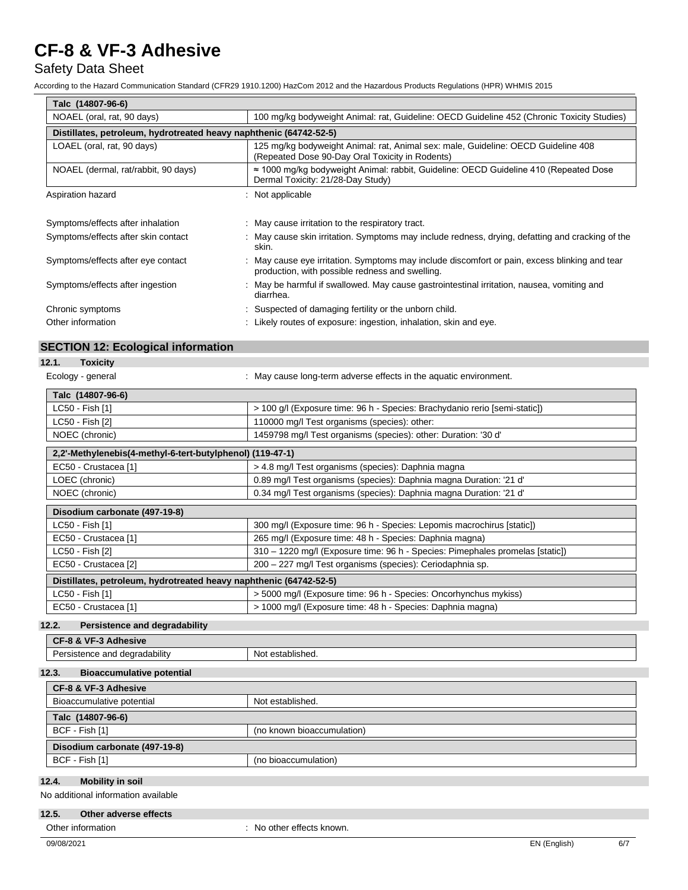| Talc (14807-96-6) | |
|---|---|
| NOAEL (oral, rat, 90 days) | 100 mg/kg bodyweight Animal: rat, Guideline: OECD Guideline 452 (Chronic Toxicity Studies) |

| Distillates, petroleum, hydrotreated heavy naphthenic (64742-52-5) | |
|---|---|
| LOAEL (oral, rat, 90 days) | 125 mg/kg bodyweight Animal: rat, Animal sex: male, Guideline: OECD Guideline 408 (Repeated Dose 90-Day Oral Toxicity in Rodents) |
| NOAEL (dermal, rat/rabbit, 90 days) | ≈ 1000 mg/kg bodyweight Animal: rabbit, Guideline: OECD Guideline 410 (Repeated Dose Dermal Toxicity: 21/28-Day Study) |

Aspiration hazard : Not applicable

Symptoms/effects after inhalation : May cause irritation to the respiratory tract.

Symptoms/effects after skin contact : May cause skin irritation. Symptoms may include redness, drying, defatting and cracking of the skin.

Symptoms/effects after eye contact : May cause eye irritation. Symptoms may include discomfort or pain, excess blinking and tear production, with possible redness and swelling.

Symptoms/effects after ingestion : May be harmful if swallowed. May cause gastrointestinal irritation, nausea, vomiting and diarrhea.

Chronic symptoms : Suspected of damaging fertility or the unborn child.

Other information : Likely routes of exposure: ingestion, inhalation, skin and eye.

## SECTION 12: Ecological information

### 12.1. Toxicity

Ecology - general : May cause long-term adverse effects in the aquatic environment.

| Talc (14807-96-6) | |
|---|---|
| LC50 - Fish [1] | > 100 g/l (Exposure time: 96 h - Species: Brachydanio rerio [semi-static]) |
| LC50 - Fish [2] | 110000 mg/l Test organisms (species): other: |
| NOEC (chronic) | 1459798 mg/l Test organisms (species): other: Duration: '30 d' |

| 2,2'-Methylenebis(4-methyl-6-tert-butylphenol) (119-47-1) | |
|---|---|
| EC50 - Crustacea [1] | > 4.8 mg/l Test organisms (species): Daphnia magna |
| LOEC (chronic) | 0.89 mg/l Test organisms (species): Daphnia magna Duration: '21 d' |
| NOEC (chronic) | 0.34 mg/l Test organisms (species): Daphnia magna Duration: '21 d' |

| Disodium carbonate (497-19-8) | |
|---|---|
| LC50 - Fish [1] | 300 mg/l (Exposure time: 96 h - Species: Lepomis macrochirus [static]) |
| EC50 - Crustacea [1] | 265 mg/l (Exposure time: 48 h - Species: Daphnia magna) |
| LC50 - Fish [2] | 310 – 1220 mg/l (Exposure time: 96 h - Species: Pimephales promelas [static]) |
| EC50 - Crustacea [2] | 200 – 227 mg/l Test organisms (species): Ceriodaphnia sp. |

| Distillates, petroleum, hydrotreated heavy naphthenic (64742-52-5) | |
|---|---|
| LC50 - Fish [1] | > 5000 mg/l (Exposure time: 96 h - Species: Oncorhynchus mykiss) |
| EC50 - Crustacea [1] | > 1000 mg/l (Exposure time: 48 h - Species: Daphnia magna) |

### 12.2. Persistence and degradability

| CF-8 & VF-3 Adhesive | |
|---|---|
| Persistence and degradability | Not established. |

### 12.3. Bioaccumulative potential

| CF-8 & VF-3 Adhesive | |
|---|---|
| Bioaccumulative potential | Not established. |

| Talc (14807-96-6) | |
|---|---|
| BCF - Fish [1] | (no known bioaccumulation) |

| Disodium carbonate (497-19-8) | |
|---|---|
| BCF - Fish [1] | (no bioaccumulation) |

### 12.4. Mobility in soil

No additional information available

### 12.5. Other adverse effects

Other information : No other effects known.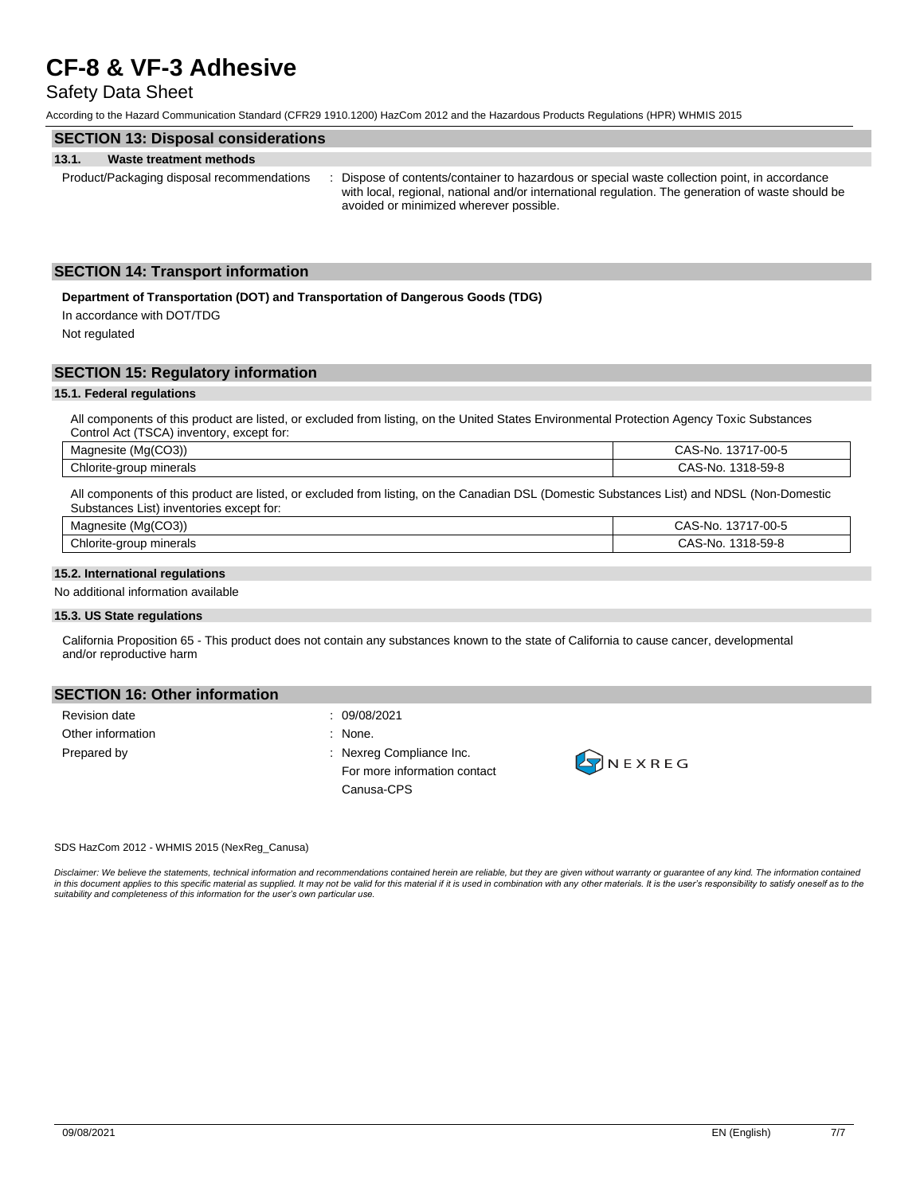## SECTION 13: Disposal considerations

### 13.1. Waste treatment methods

Product/Packaging disposal recommendations : Dispose of contents/container to hazardous or special waste collection point, in accordance with local, regional, national and/or international regulation. The generation of waste should be avoided or minimized wherever possible.

## SECTION 14: Transport information

**Department of Transportation (DOT) and Transportation of Dangerous Goods (TDG)**

In accordance with DOT/TDG

Not regulated

## SECTION 15: Regulatory information

### 15.1. Federal regulations

All components of this product are listed, or excluded from listing, on the United States Environmental Protection Agency Toxic Substances Control Act (TSCA) inventory, except for:

| | |
|---|---|
| Magnesite (Mg(CO3)) | CAS-No. 13717-00-5 |
| Chlorite-group minerals | CAS-No. 1318-59-8 |

All components of this product are listed, or excluded from listing, on the Canadian DSL (Domestic Substances List) and NDSL (Non-Domestic Substances List) inventories except for:

| | |
|---|---|
| Magnesite (Mg(CO3)) | CAS-No. 13717-00-5 |
| Chlorite-group minerals | CAS-No. 1318-59-8 |

### 15.2. International regulations

No additional information available

### 15.3. US State regulations

California Proposition 65 - This product does not contain any substances known to the state of California to cause cancer, developmental and/or reproductive harm

## SECTION 16: Other information

Revision date : 09/08/2021

Other information : None.

Prepared by : Nexreg Compliance Inc.
For more information contact
Canusa-CPS

NEXREG

SDS HazCom 2012 - WHMIS 2015 (NexReg_Canusa)

*Disclaimer: We believe the statements, technical information and recommendations contained herein are reliable, but they are given without warranty or guarantee of any kind. The information contained in this document applies to this specific material as supplied. It may not be valid for this material if it is used in combination with any other materials. It is the user's responsibility to satisfy oneself as to the suitability and completeness of this information for the user's own particular use.*